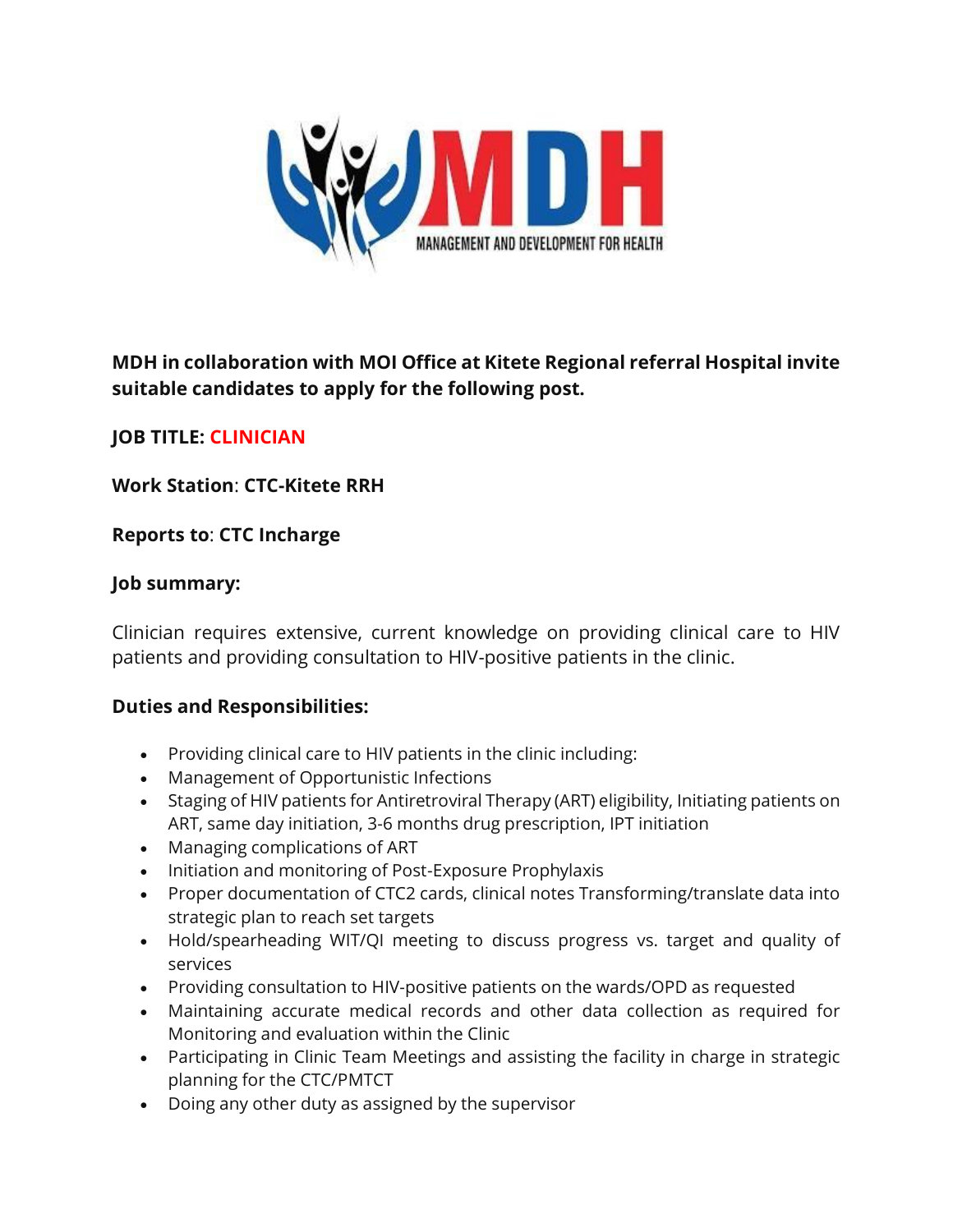**MDH in collaboration with MOI Office at Kitete Regional referral Hospital invite suitable candidates to apply for the following post.**

**JOB TITLE: CLINICIAN**

**Work Station**: **CTC-Kitete RRH**

**Reports to**: **CTC Incharge**

**Job summary:**

Clinician requires extensive, current knowledge on providing clinical care to HIV patients and providing consultation to HIV-positive patients in the clinic.

**Duties and Responsibilities:**

- Providing clinical care to HIV patients in the clinic including:
- Management of Opportunistic Infections
- Staging of HIV patients for Antiretroviral Therapy (ART) eligibility, Initiating patients on ART, same day initiation, 3-6 months drug prescription, IPT initiation
- Managing complications of ART
- Initiation and monitoring of Post-Exposure Prophylaxis
- Proper documentation of CTC2 cards, clinical notes Transforming/translate data into strategic plan to reach set targets
- Hold/spearheading WIT/QI meeting to discuss progress vs. target and quality of services
- Providing consultation to HIV-positive patients on the wards/OPD as requested
- Maintaining accurate medical records and other data collection as required for Monitoring and evaluation within the Clinic
- Participating in Clinic Team Meetings and assisting the facility in charge in strategic planning for the CTC/PMTCT
- Doing any other duty as assigned by the supervisor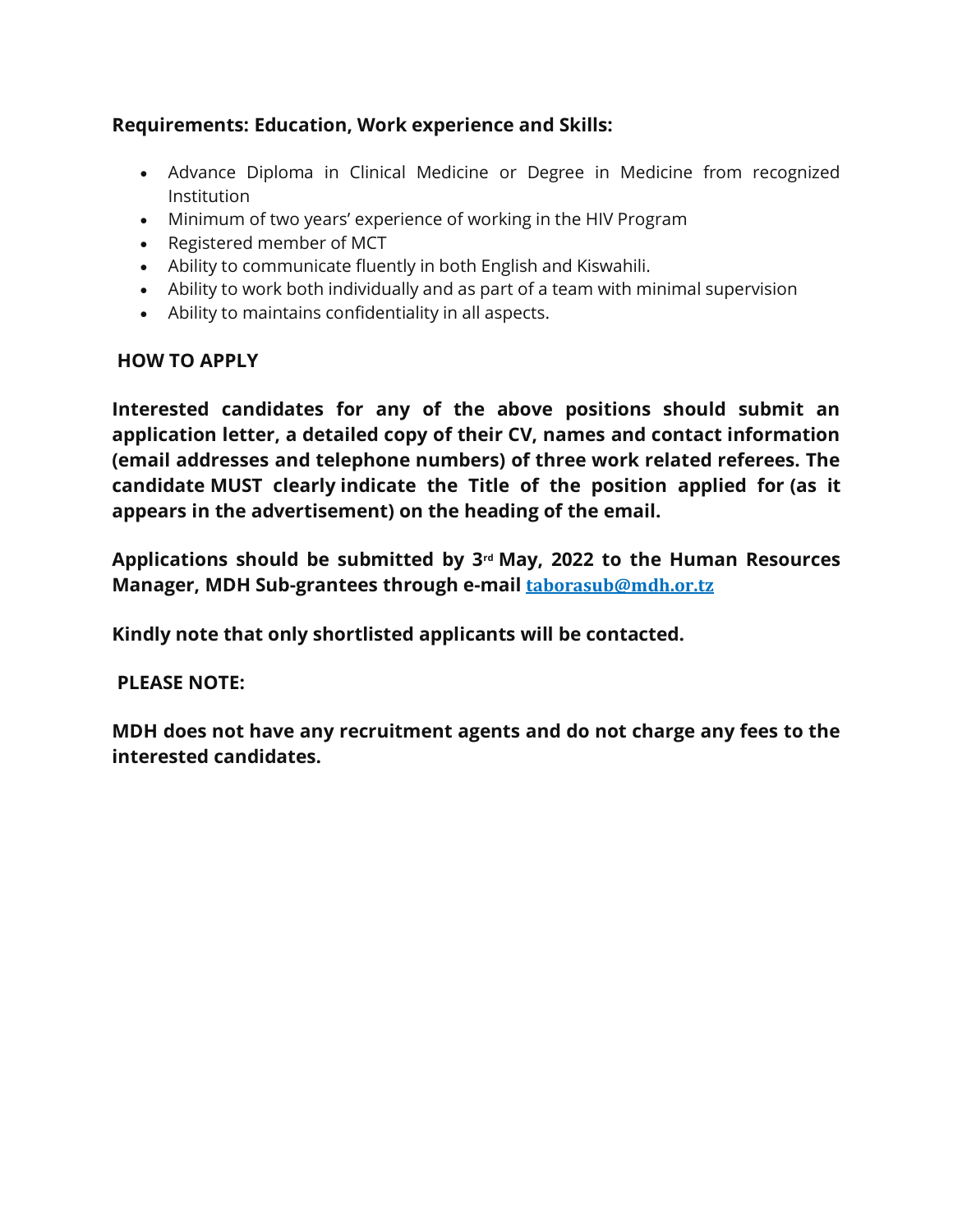**Requirements: Education, Work experience and Skills:**

- Advance Diploma in Clinical Medicine or Degree in Medicine from recognized Institution
- Minimum of two years' experience of working in the HIV Program
- Registered member of MCT
- Ability to communicate fluently in both English and Kiswahili.
- Ability to work both individually and as part of a team with minimal supervision
- Ability to maintains confidentiality in all aspects.

**HOW TO APPLY**

**Interested candidates for any of the above positions should submit an application letter, a detailed copy of their CV, names and contact information (email addresses and telephone numbers) of three work related referees. The candidate MUST clearly indicate the Title of the position applied for (as it appears in the advertisement) on the heading of the email.**

**Applications should be submitted by 3rd May, 2022 to the Human Resources Manager, MDH Sub-grantees through e-mail taborasub@mdh.or.tz**

**Kindly note that only shortlisted applicants will be contacted.**

**PLEASE NOTE:**

**MDH does not have any recruitment agents and do not charge any fees to the interested candidates.**